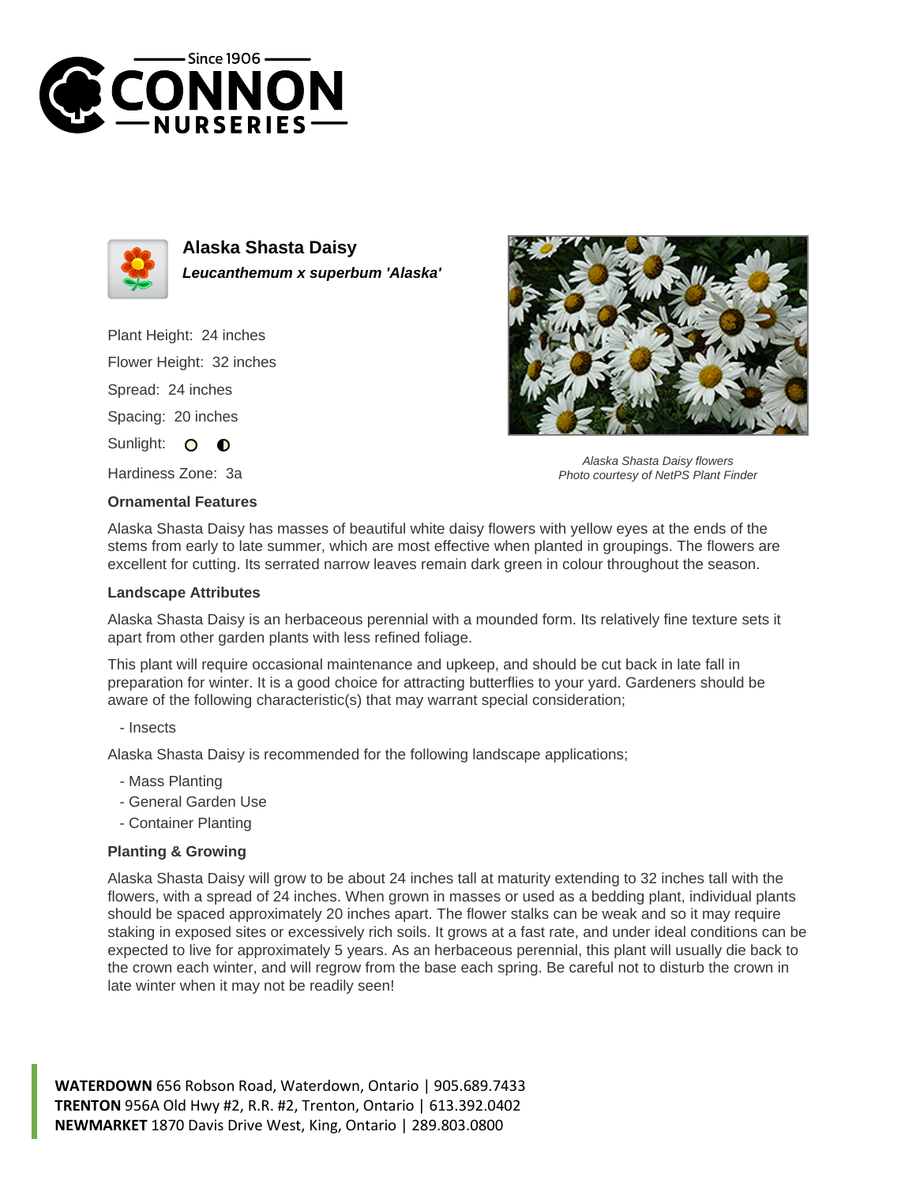Since 1906

# CONNON NURSERIES

## Alaska Shasta Daisy

***Leucanthemum x superbum 'Alaska'***

Plant Height: 24 inches

Flower Height: 32 inches

Spread: 24 inches

Spacing: 20 inches

Sunlight: ○ ◐

Hardiness Zone: 3a

*Alaska Shasta Daisy flowers*
*Photo courtesy of NetPS Plant Finder*

### Ornamental Features

Alaska Shasta Daisy has masses of beautiful white daisy flowers with yellow eyes at the ends of the stems from early to late summer, which are most effective when planted in groupings. The flowers are excellent for cutting. Its serrated narrow leaves remain dark green in colour throughout the season.

### Landscape Attributes

Alaska Shasta Daisy is an herbaceous perennial with a mounded form. Its relatively fine texture sets it apart from other garden plants with less refined foliage.

This plant will require occasional maintenance and upkeep, and should be cut back in late fall in preparation for winter. It is a good choice for attracting butterflies to your yard. Gardeners should be aware of the following characteristic(s) that may warrant special consideration;

- Insects

Alaska Shasta Daisy is recommended for the following landscape applications;

- Mass Planting
- General Garden Use
- Container Planting

### Planting & Growing

Alaska Shasta Daisy will grow to be about 24 inches tall at maturity extending to 32 inches tall with the flowers, with a spread of 24 inches. When grown in masses or used as a bedding plant, individual plants should be spaced approximately 20 inches apart. The flower stalks can be weak and so it may require staking in exposed sites or excessively rich soils. It grows at a fast rate, and under ideal conditions can be expected to live for approximately 5 years. As an herbaceous perennial, this plant will usually die back to the crown each winter, and will regrow from the base each spring. Be careful not to disturb the crown in late winter when it may not be readily seen!

**WATERDOWN** 656 Robson Road, Waterdown, Ontario | 905.689.7433
**TRENTON** 956A Old Hwy #2, R.R. #2, Trenton, Ontario | 613.392.0402
**NEWMARKET** 1870 Davis Drive West, King, Ontario | 289.803.0800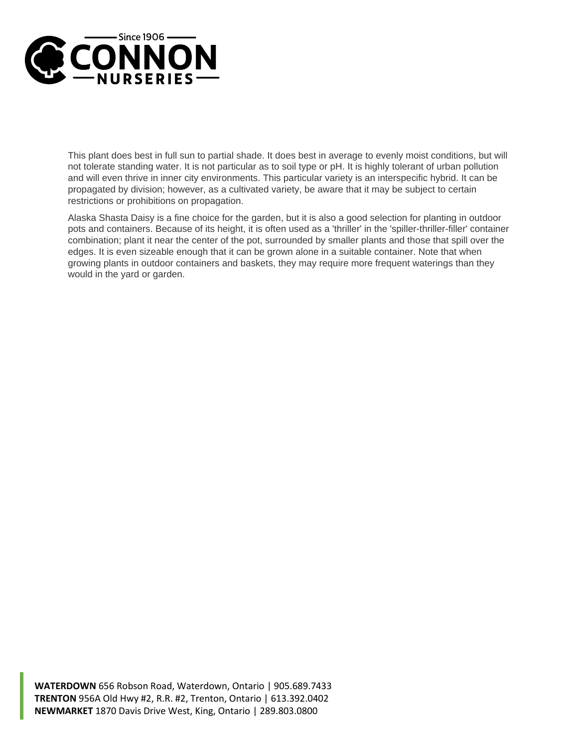This plant does best in full sun to partial shade. It does best in average to evenly moist conditions, but will not tolerate standing water. It is not particular as to soil type or pH. It is highly tolerant of urban pollution and will even thrive in inner city environments. This particular variety is an interspecific hybrid. It can be propagated by division; however, as a cultivated variety, be aware that it may be subject to certain restrictions or prohibitions on propagation.

Alaska Shasta Daisy is a fine choice for the garden, but it is also a good selection for planting in outdoor pots and containers. Because of its height, it is often used as a 'thriller' in the 'spiller-thriller-filler' container combination; plant it near the center of the pot, surrounded by smaller plants and those that spill over the edges. It is even sizeable enough that it can be grown alone in a suitable container. Note that when growing plants in outdoor containers and baskets, they may require more frequent waterings than they would in the yard or garden.